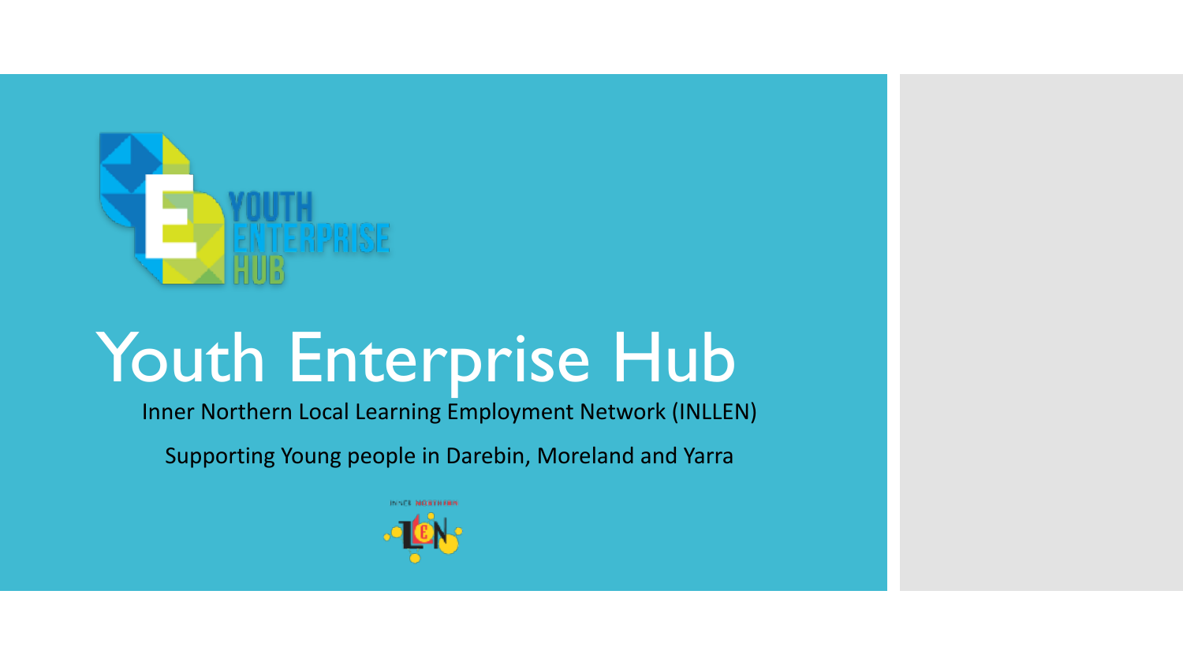# Youth Enterprise Hub

Inner Northern Local Learning Employment Network (INLLEN)

Supporting Young people in Darebin, Moreland and Yarra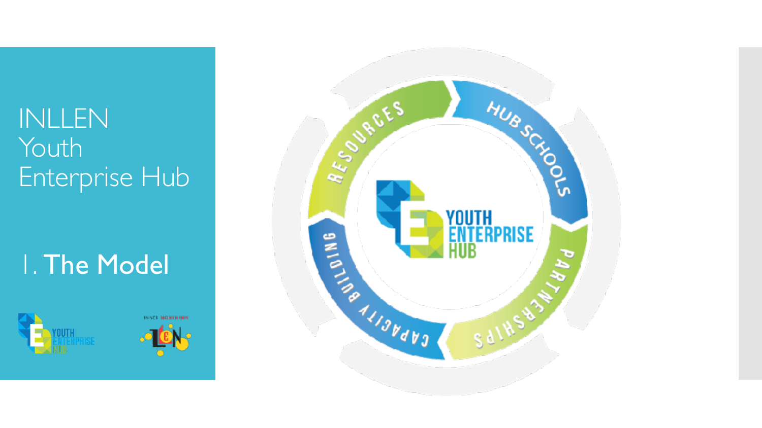# INLLEN Youth Enterprise Hub

## 1. The Model

RESOURCES

HUB SCHOOLS

PARTNERSHIPS

CAPACITY BUILDING

YOUTH ENTERPRISE HUB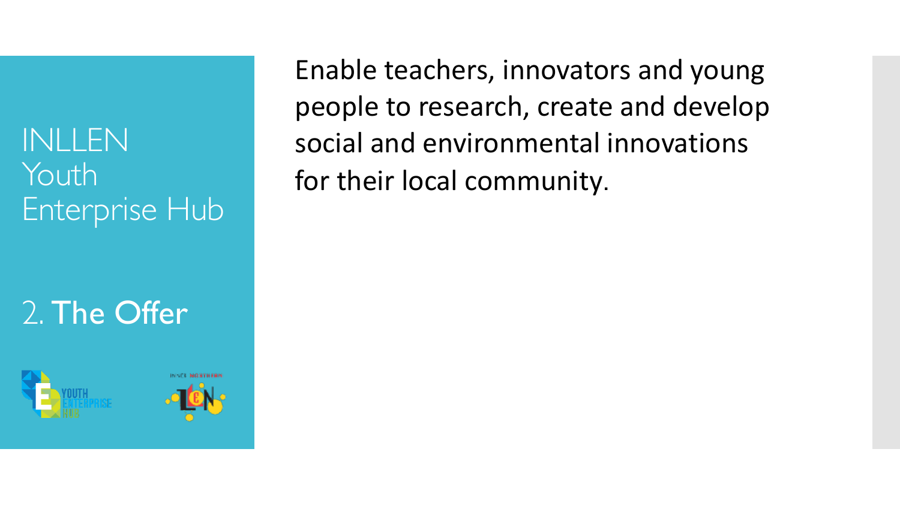# INLLEN Youth Enterprise Hub

## 2. The Offer

Enable teachers, innovators and young people to research, create and develop social and environmental innovations for their local community.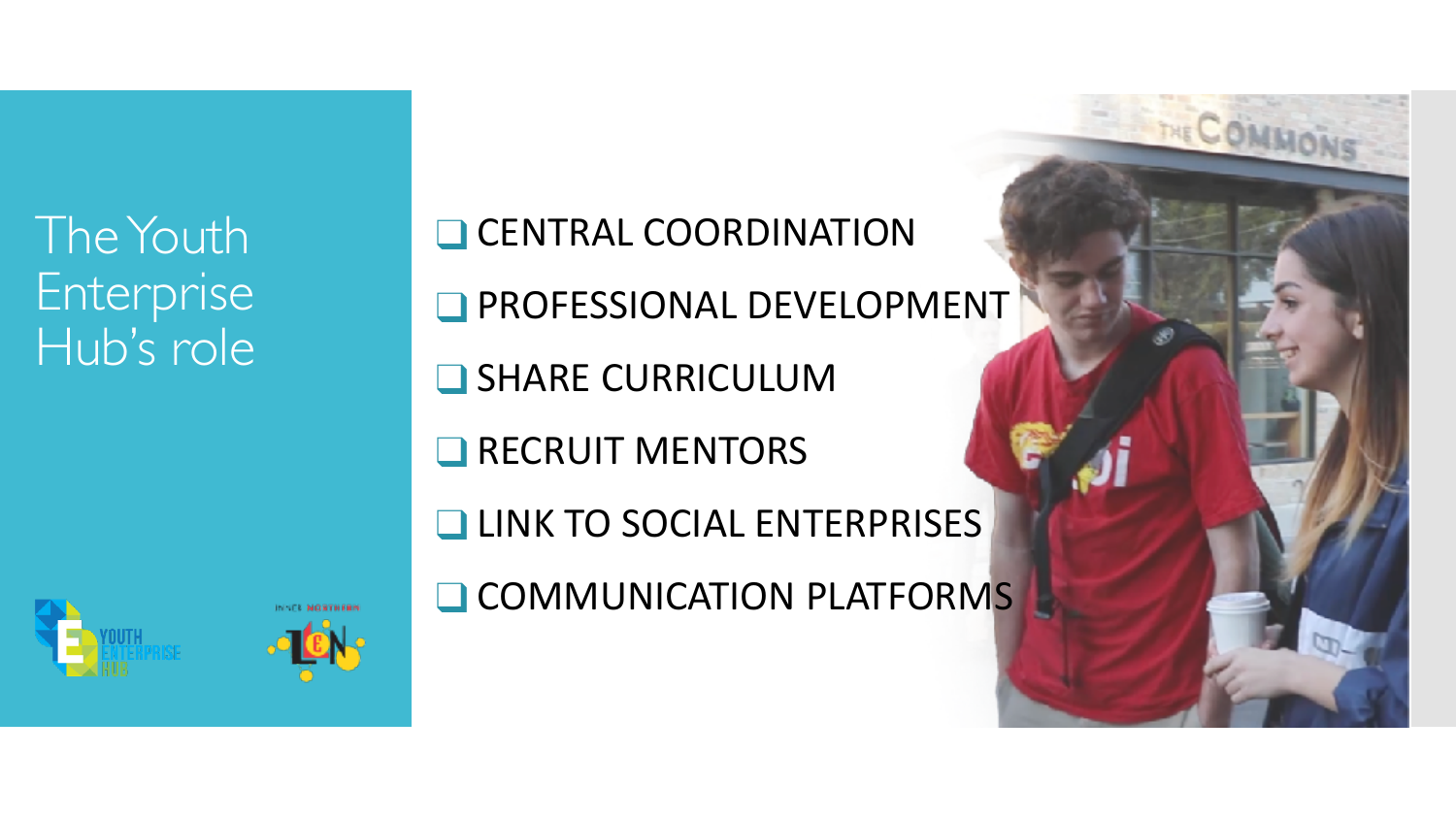# The Youth Enterprise Hub's role

- CENTRAL COORDINATION
- PROFESSIONAL DEVELOPMENT
- SHARE CURRICULUM
- RECRUIT MENTORS
- LINK TO SOCIAL ENTERPRISES
- COMMUNICATION PLATFORMS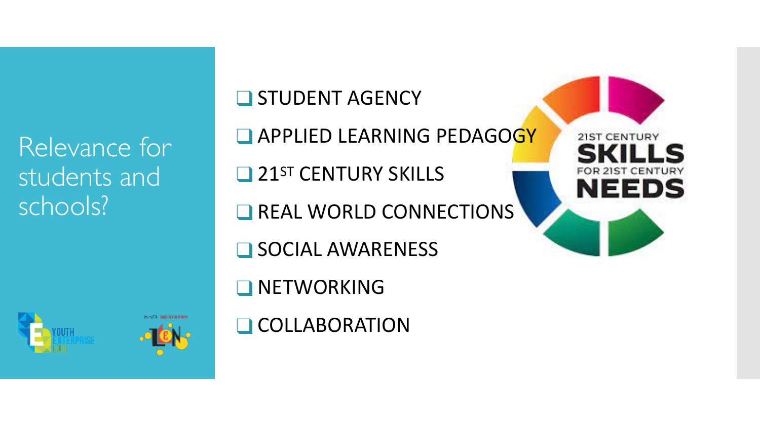# Relevance for students and schools?

- STUDENT AGENCY
- APPLIED LEARNING PEDAGOGY
- 21ST CENTURY SKILLS
- REAL WORLD CONNECTIONS
- SOCIAL AWARENESS
- NETWORKING
- COLLABORATION

21ST CENTURY SKILLS FOR 21ST CENTURY NEEDS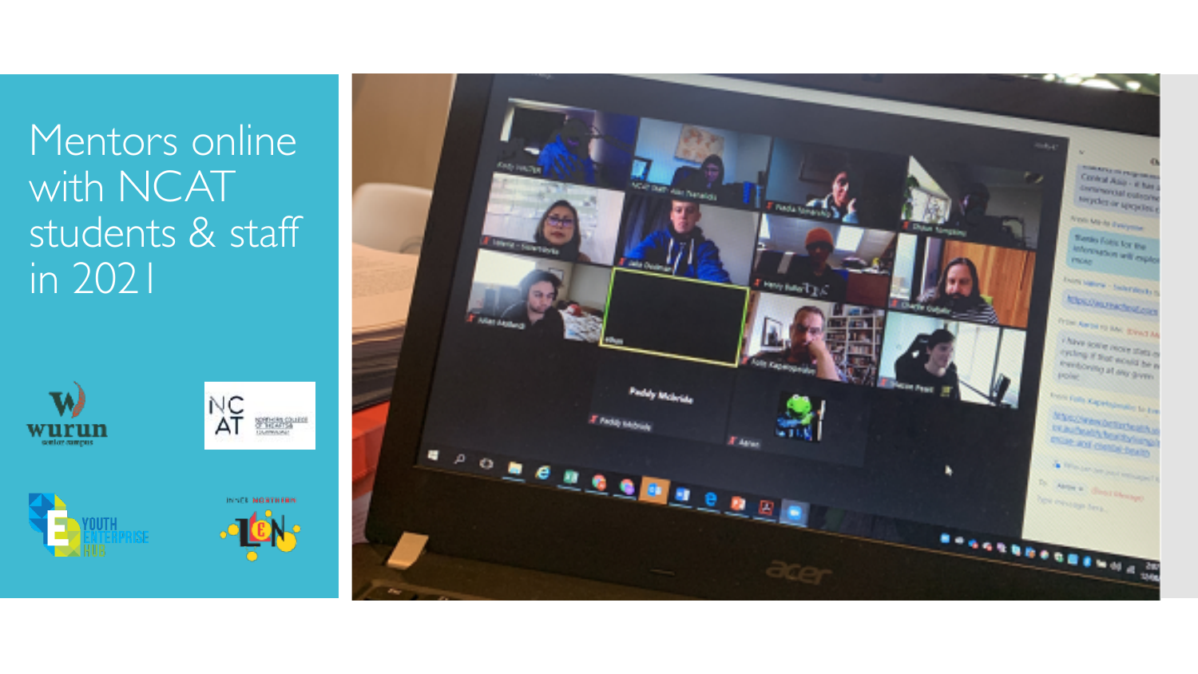# Mentors online with NCAT students & staff in 2021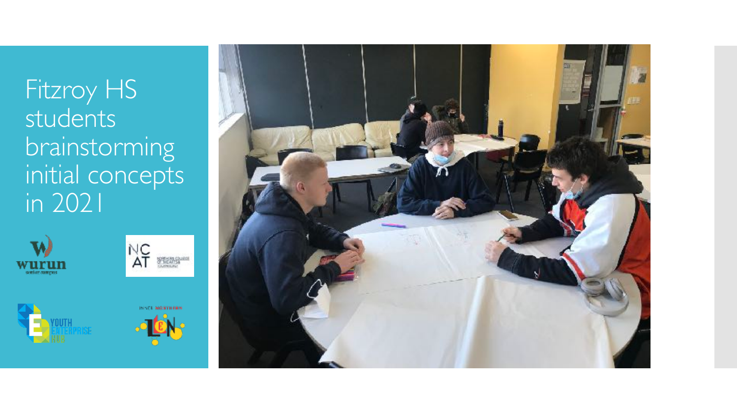# Fitzroy HS students brainstorming initial concepts in 2021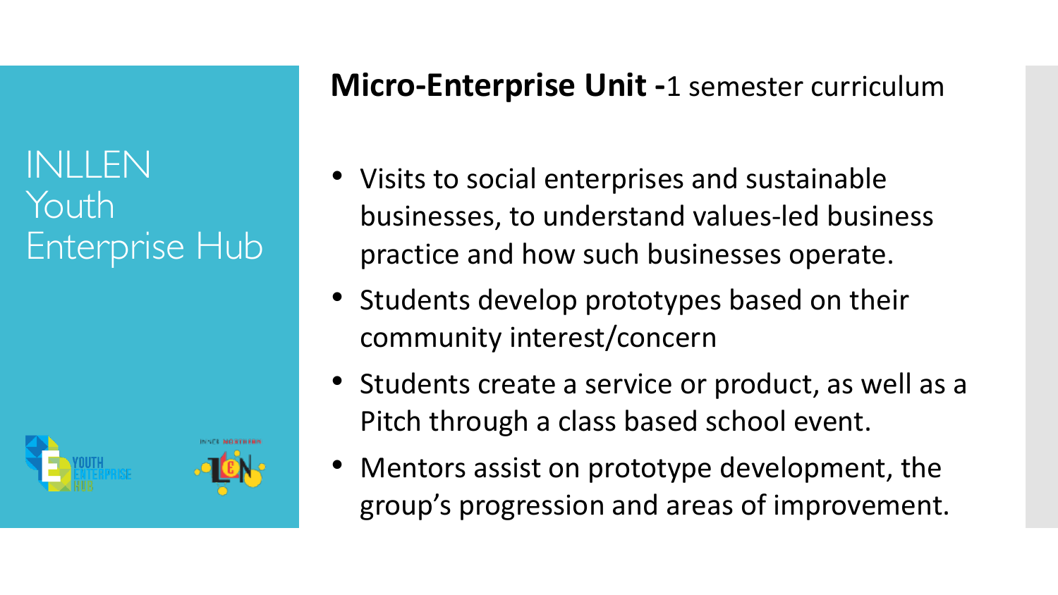INLLEN
Youth
Enterprise Hub

## **Micro-Enterprise Unit -** 1 semester curriculum

- Visits to social enterprises and sustainable businesses, to understand values-led business practice and how such businesses operate.
- Students develop prototypes based on their community interest/concern
- Students create a service or product, as well as a Pitch through a class based school event.
- Mentors assist on prototype development, the group's progression and areas of improvement.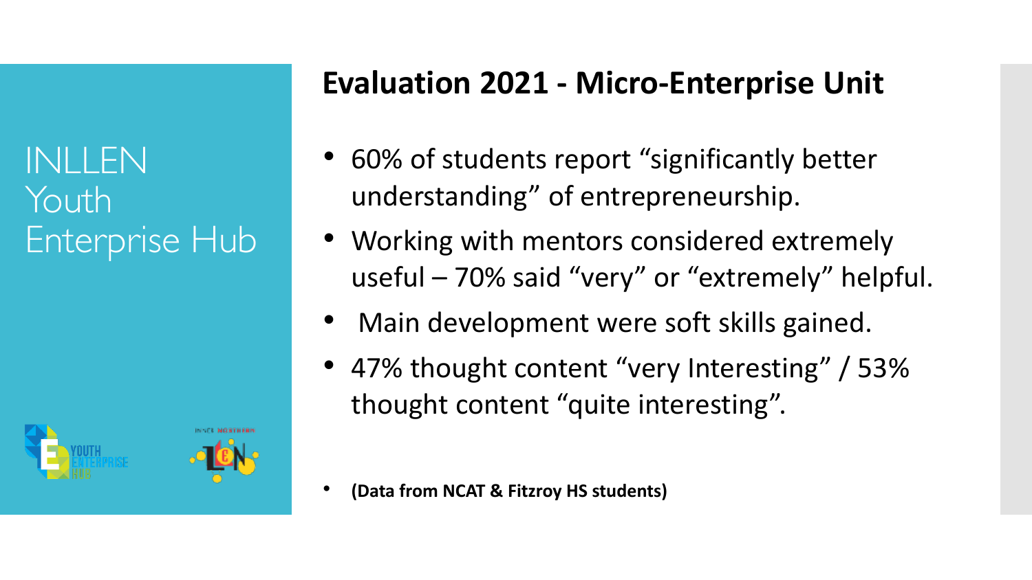INLLEN
Youth
Enterprise Hub

# Evaluation 2021 - Micro-Enterprise Unit

- 60% of students report "significantly better understanding" of entrepreneurship.
- Working with mentors considered extremely useful – 70% said "very" or "extremely" helpful.
- Main development were soft skills gained.
- 47% thought content "very Interesting" / 53% thought content "quite interesting".

- **(Data from NCAT & Fitzroy HS students)**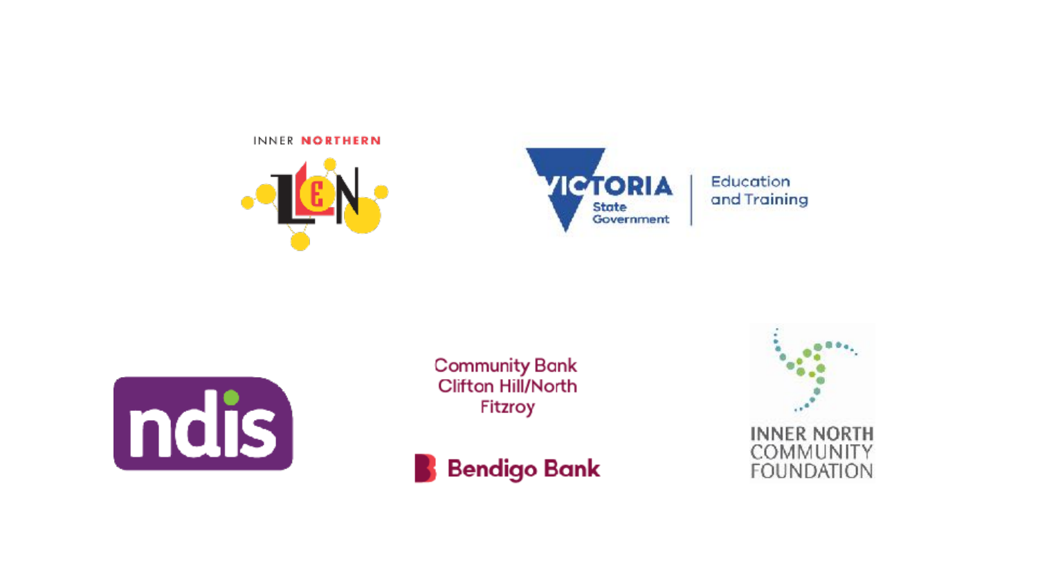INNER NORTHERN

LLEN

VICTORIA State Government

Education and Training

ndis

Community Bank Clifton Hill/North Fitzroy

Bendigo Bank

INNER NORTH COMMUNITY FOUNDATION